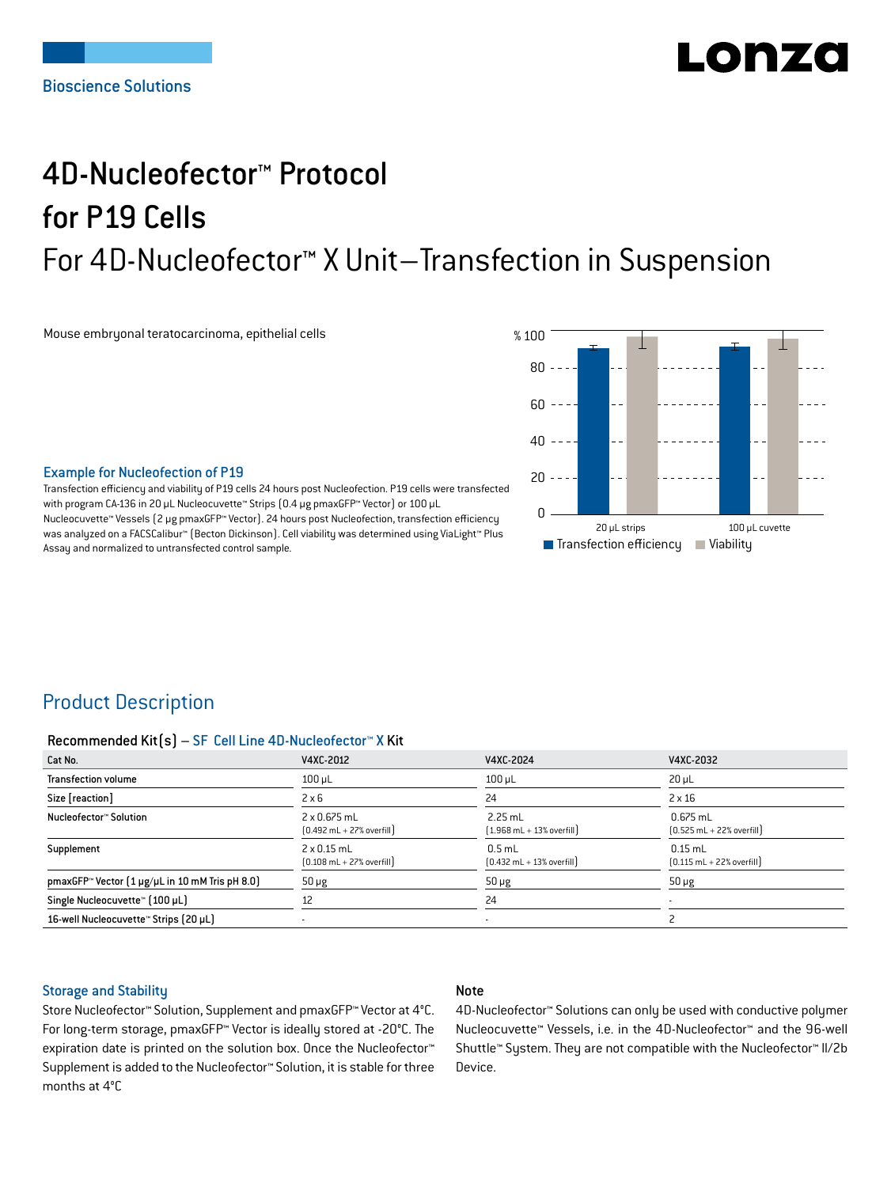Bioscience Solutions

# 4D-Nucleofector™ Protocol for P19 Cells

## For 4D-Nucleofector™ X Unit–Transfection in Suspension

Mouse embryonal teratocarcinoma, epithelial cells

### Example for Nucleofection of P19

Transfection efficiency and viability of P19 cells 24 hours post Nucleofection. P19 cells were transfected with program CA-136 in 20 µL Nucleocuvette™ Strips (0.4 µg pmaxGFP™ Vector) or 100 µL Nucleocuvette™ Vessels (2 µg pmaxGFP™ Vector). 24 hours post Nucleofection, transfection efficiency was analyzed on a FACSCalibur™ (Becton Dickinson). Cell viability was determined using ViaLight™ Plus Assay and normalized to untransfected control sample.

## Product Description

### Recommended Kit(s) – SF Cell Line 4D-Nucleofector™ X Kit

| Cat No. | V4XC-2012 | V4XC-2024 | V4XC-2032 |
|---|---|---|---|
| Transfection volume | 100 µL | 100 µL | 20 µL |
| Size [reaction] | 2 x 6 | 24 | 2 x 16 |
| Nucleofector™ Solution | 2 x 0.675 mL (0.492 mL + 27% overfill) | 2.25 mL (1.968 mL + 13% overfill) | 0.675 mL (0.525 mL + 22% overfill) |
| Supplement | 2 x 0.15 mL (0.108 mL + 27% overfill) | 0.5 mL (0.432 mL + 13% overfill) | 0.15 mL (0.115 mL + 22% overfill) |
| pmaxGFP™ Vector (1 µg/µL in 10 mM Tris pH 8.0) | 50 µg | 50 µg | 50 µg |
| Single Nucleocuvette™ (100 µL) | 12 | 24 | - |
| 16-well Nucleocuvette™ Strips (20 µL) | - | - | 2 |

### Storage and Stability

Store Nucleofector™ Solution, Supplement and pmaxGFP™ Vector at 4°C. For long-term storage, pmaxGFP™ Vector is ideally stored at -20°C. The expiration date is printed on the solution box. Once the Nucleofector™ Supplement is added to the Nucleofector™ Solution, it is stable for three months at 4°C

### Note

4D-Nucleofector™ Solutions can only be used with conductive polymer Nucleocuvette™ Vessels, i.e. in the 4D-Nucleofector™ and the 96-well Shuttle™ System. They are not compatible with the Nucleofector™ II/2b Device.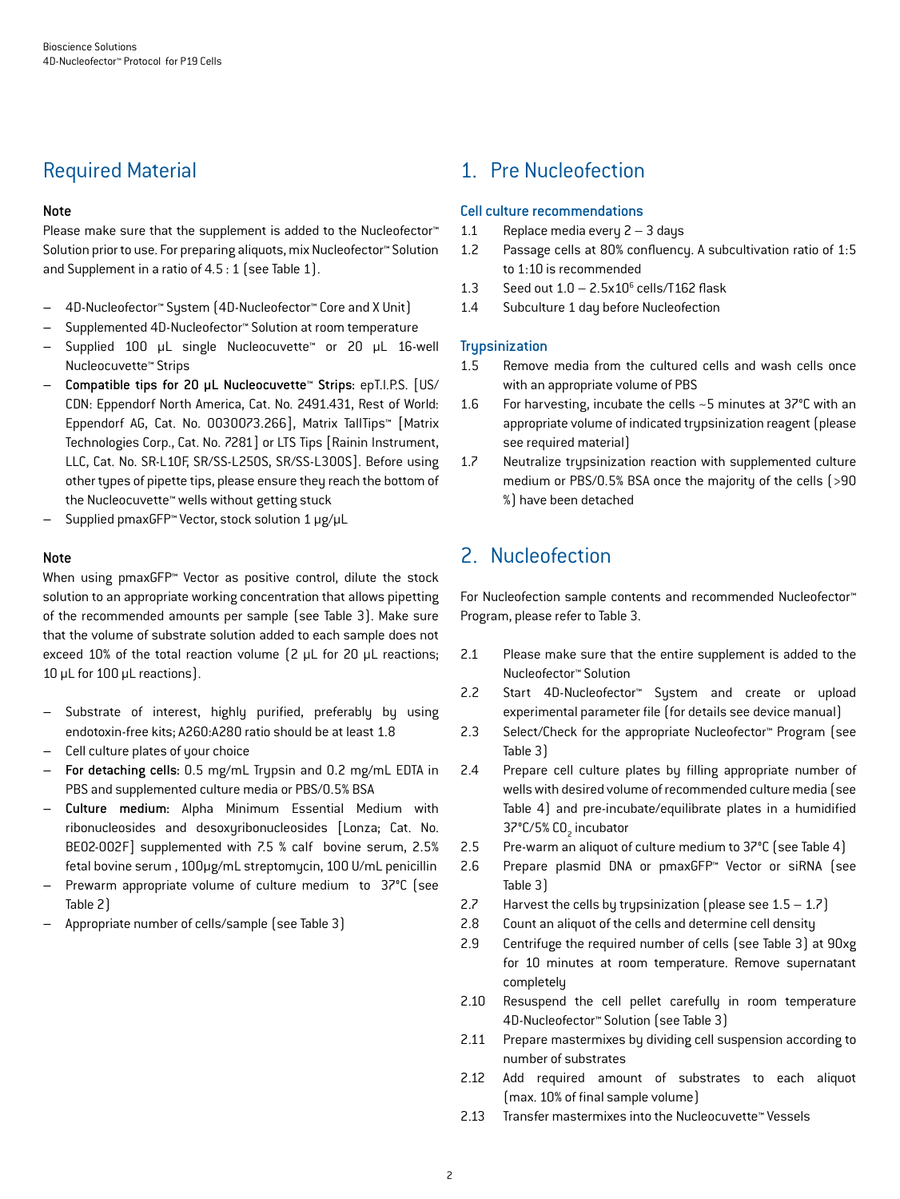## Required Material

### Note

Please make sure that the supplement is added to the Nucleofector™ Solution prior to use. For preparing aliquots, mix Nucleofector™ Solution and Supplement in a ratio of 4.5 : 1 (see Table 1).

- 4D-Nucleofector™ System (4D-Nucleofector™ Core and X Unit)
- Supplemented 4D-Nucleofector™ Solution at room temperature
- Supplied 100 µL single Nucleocuvette™ or 20 µL 16-well Nucleocuvette™ Strips
- **Compatible tips for 20 µL Nucleocuvette™ Strips**: epT.I.P.S. [US/CDN: Eppendorf North America, Cat. No. 2491.431, Rest of World: Eppendorf AG, Cat. No. 0030073.266], Matrix TallTips™ [Matrix Technologies Corp., Cat. No. 7281] or LTS Tips [Rainin Instrument, LLC, Cat. No. SR-L10F, SR/SS-L250S, SR/SS-L300S]. Before using other types of pipette tips, please ensure they reach the bottom of the Nucleocuvette™ wells without getting stuck
- Supplied pmaxGFP™ Vector, stock solution 1 µg/µL

### Note

When using pmaxGFP™ Vector as positive control, dilute the stock solution to an appropriate working concentration that allows pipetting of the recommended amounts per sample (see Table 3). Make sure that the volume of substrate solution added to each sample does not exceed 10% of the total reaction volume (2 µL for 20 µL reactions; 10 µL for 100 µL reactions).

- Substrate of interest, highly purified, preferably by using endotoxin-free kits; A260:A280 ratio should be at least 1.8
- Cell culture plates of your choice
- **For detaching cells:** 0.5 mg/mL Trypsin and 0.2 mg/mL EDTA in PBS and supplemented culture media or PBS/0.5% BSA
- **Culture medium:** Alpha Minimum Essential Medium with ribonucleosides and desoxyribonucleosides [Lonza; Cat. No. BE02-002F] supplemented with 7.5 % calf bovine serum, 2.5% fetal bovine serum , 100µg/mL streptomycin, 100 U/mL penicillin
- Prewarm appropriate volume of culture medium to 37°C (see Table 2)
- Appropriate number of cells/sample (see Table 3)

## 1. Pre Nucleofection

### Cell culture recommendations

1.1 Replace media every 2 – 3 days

1.2 Passage cells at 80% confluency. A subcultivation ratio of 1:5 to 1:10 is recommended

1.3 Seed out 1.0 – $2.5 \times 10^6$ cells/T162 flask

1.4 Subculture 1 day before Nucleofection

### Trypsinization

1.5 Remove media from the cultured cells and wash cells once with an appropriate volume of PBS

1.6 For harvesting, incubate the cells ~5 minutes at 37°C with an appropriate volume of indicated trypsinization reagent (please see required material)

1.7 Neutralize trypsinization reaction with supplemented culture medium or PBS/0.5% BSA once the majority of the cells (>90 %) have been detached

## 2. Nucleofection

For Nucleofection sample contents and recommended Nucleofector™ Program, please refer to Table 3.

2.1 Please make sure that the entire supplement is added to the Nucleofector™ Solution

2.2 Start 4D-Nucleofector™ System and create or upload experimental parameter file (for details see device manual)

2.3 Select/Check for the appropriate Nucleofector™ Program (see Table 3)

2.4 Prepare cell culture plates by filling appropriate number of wells with desired volume of recommended culture media (see Table 4) and pre-incubate/equilibrate plates in a humidified 37°C/5% $CO_2$ incubator

2.5 Pre-warm an aliquot of culture medium to 37°C (see Table 4)

2.6 Prepare plasmid DNA or pmaxGFP™ Vector or siRNA (see Table 3)

2.7 Harvest the cells by trypsinization (please see 1.5 – 1.7)

2.8 Count an aliquot of the cells and determine cell density

2.9 Centrifuge the required number of cells (see Table 3) at 90xg for 10 minutes at room temperature. Remove supernatant completely

2.10 Resuspend the cell pellet carefully in room temperature 4D-Nucleofector™ Solution (see Table 3)

2.11 Prepare mastermixes by dividing cell suspension according to number of substrates

2.12 Add required amount of substrates to each aliquot (max. 10% of final sample volume)

2.13 Transfer mastermixes into the Nucleocuvette™ Vessels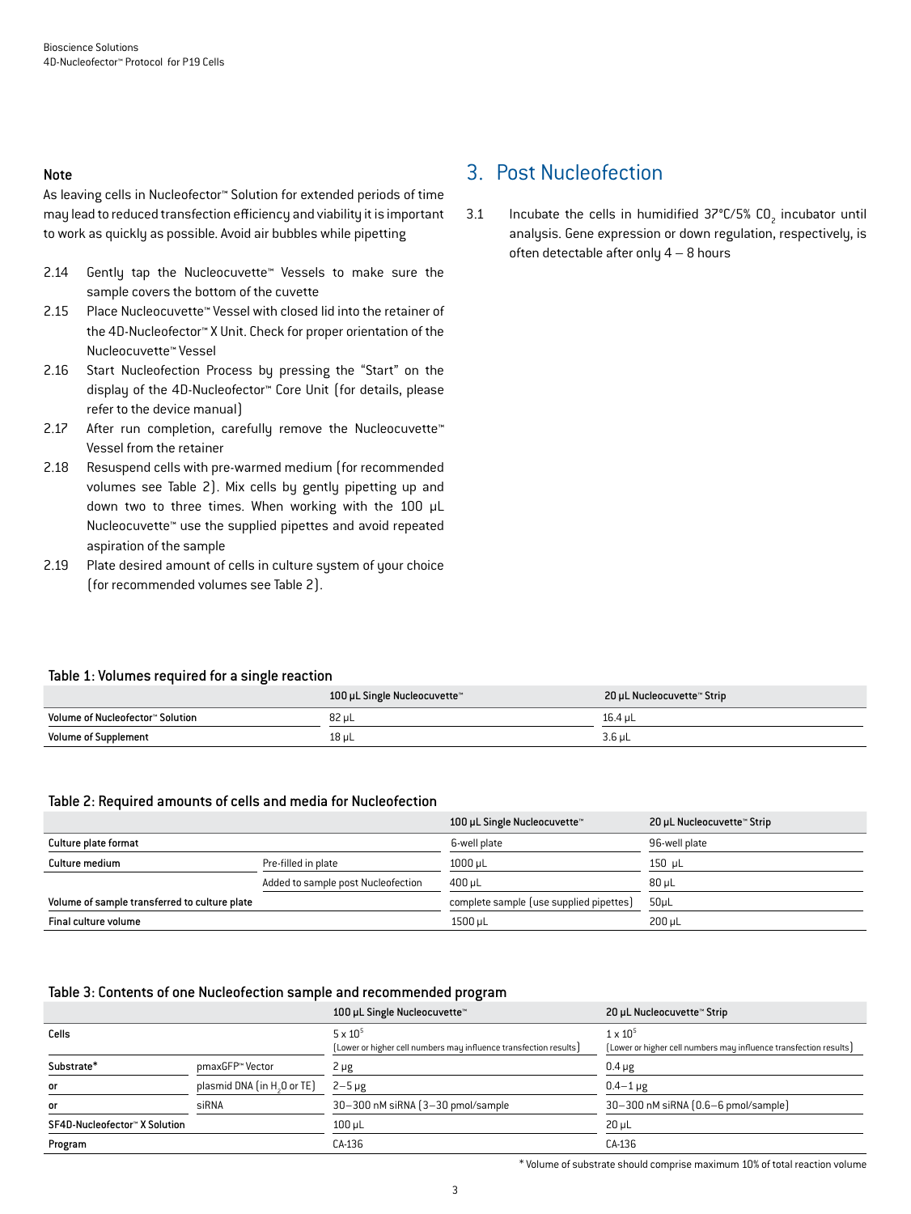**Note**

As leaving cells in Nucleofector™ Solution for extended periods of time may lead to reduced transfection efficiency and viability it is important to work as quickly as possible. Avoid air bubbles while pipetting

2.14 Gently tap the Nucleocuvette™ Vessels to make sure the sample covers the bottom of the cuvette

2.15 Place Nucleocuvette™ Vessel with closed lid into the retainer of the 4D-Nucleofector™ X Unit. Check for proper orientation of the Nucleocuvette™ Vessel

2.16 Start Nucleofection Process by pressing the "Start" on the display of the 4D-Nucleofector™ Core Unit (for details, please refer to the device manual)

2.17 After run completion, carefully remove the Nucleocuvette™ Vessel from the retainer

2.18 Resuspend cells with pre-warmed medium (for recommended volumes see Table 2). Mix cells by gently pipetting up and down two to three times. When working with the 100 µL Nucleocuvette™ use the supplied pipettes and avoid repeated aspiration of the sample

2.19 Plate desired amount of cells in culture system of your choice (for recommended volumes see Table 2).

## 3. Post Nucleofection

3.1 Incubate the cells in humidified 37°C/5% $CO_2$ incubator until analysis. Gene expression or down regulation, respectively, is often detectable after only 4 – 8 hours

**Table 1: Volumes required for a single reaction**

| | 100 µL Single Nucleocuvette™ | 20 µL Nucleocuvette™ Strip |
|---|---|---|
| Volume of Nucleofector™ Solution | 82 µL | 16.4 µL |
| Volume of Supplement | 18 µL | 3.6 µL |

**Table 2: Required amounts of cells and media for Nucleofection**

| | | 100 µL Single Nucleocuvette™ | 20 µL Nucleocuvette™ Strip |
|---|---|---|---|
| Culture plate format | | 6-well plate | 96-well plate |
| Culture medium | Pre-filled in plate | 1000 µL | 150 µL |
| | Added to sample post Nucleofection | 400 µL | 80 µL |
| Volume of sample transferred to culture plate | | complete sample (use supplied pipettes) | 50µL |
| Final culture volume | | 1500 µL | 200 µL |

**Table 3: Contents of one Nucleofection sample and recommended program**

| | | 100 µL Single Nucleocuvette™ | 20 µL Nucleocuvette™ Strip |
|---|---|---|---|
| Cells | | $5 \times 10^5$ (Lower or higher cell numbers may influence transfection results) | $1 \times 10^5$ (Lower or higher cell numbers may influence transfection results) |
| Substrate* | pmaxGFP™ Vector | 2 µg | 0.4 µg |
| or | plasmid DNA (in $H_2O$ or TE) | 2–5 µg | 0.4–1 µg |
| or | siRNA | 30–300 nM siRNA (3–30 pmol/sample | 30–300 nM siRNA (0.6–6 pmol/sample) |
| SF4D-Nucleofector™ X Solution | | 100 µL | 20 µL |
| Program | | CA-136 | CA-136 |

* Volume of substrate should comprise maximum 10% of total reaction volume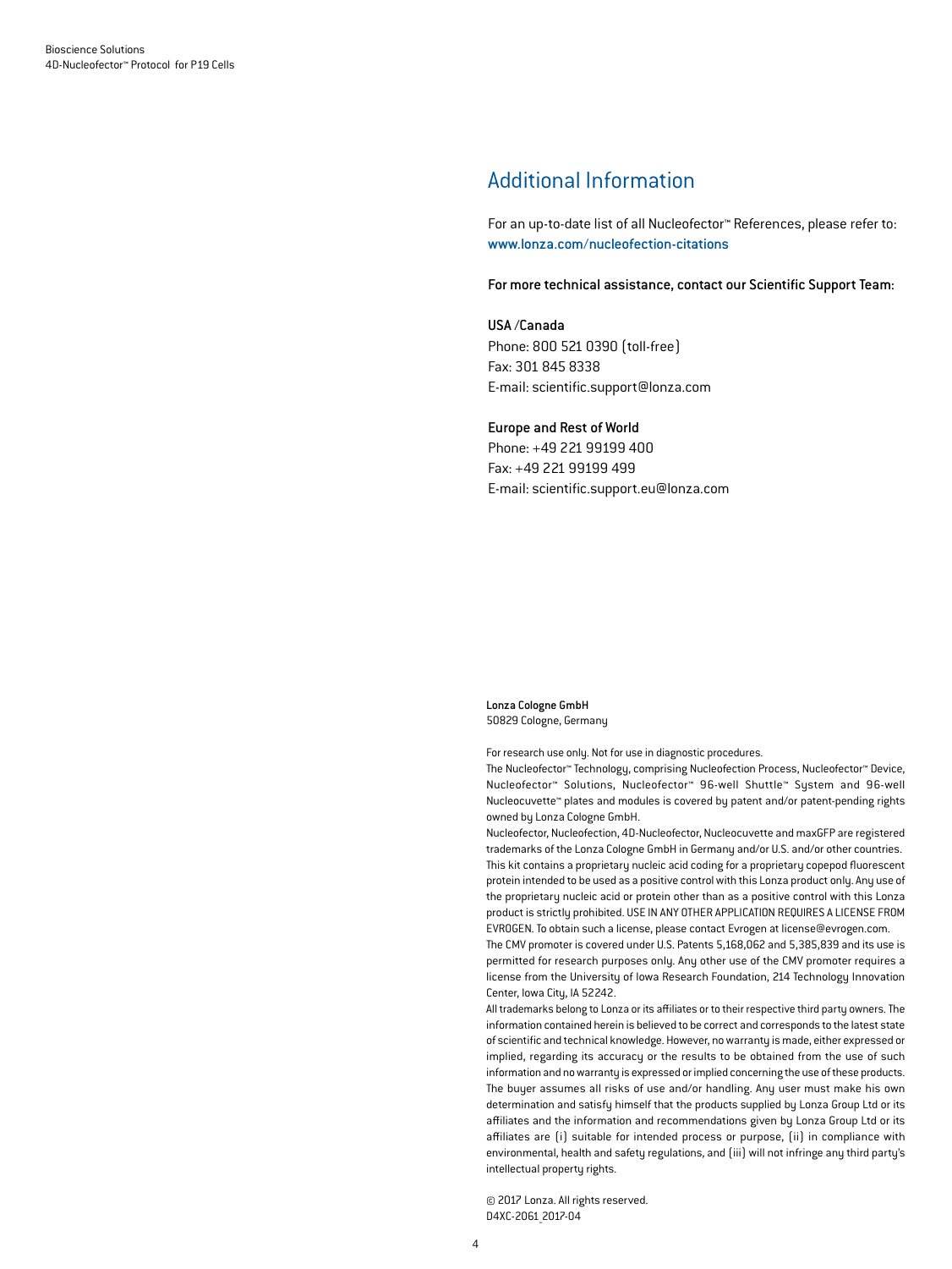## Additional Information

For an up-to-date list of all Nucleofector™ References, please refer to:
www.lonza.com/nucleofection-citations

**For more technical assistance, contact our Scientific Support Team:**

**USA /Canada**
Phone: 800 521 0390 (toll-free)
Fax: 301 845 8338
E-mail: scientific.support@lonza.com

**Europe and Rest of World**
Phone: +49 221 99199 400
Fax: +49 221 99199 499
E-mail: scientific.support.eu@lonza.com

**Lonza Cologne GmbH**
50829 Cologne, Germany

For research use only. Not for use in diagnostic procedures.
The Nucleofector™ Technology, comprising Nucleofection Process, Nucleofector™ Device, Nucleofector™ Solutions, Nucleofector™ 96-well Shuttle™ System and 96-well Nucleocuvette™ plates and modules is covered by patent and/or patent-pending rights owned by Lonza Cologne GmbH.
Nucleofector, Nucleofection, 4D-Nucleofector, Nucleocuvette and maxGFP are registered trademarks of the Lonza Cologne GmbH in Germany and/or U.S. and/or other countries.
This kit contains a proprietary nucleic acid coding for a proprietary copepod fluorescent protein intended to be used as a positive control with this Lonza product only. Any use of the proprietary nucleic acid or protein other than as a positive control with this Lonza product is strictly prohibited. USE IN ANY OTHER APPLICATION REQUIRES A LICENSE FROM EVROGEN. To obtain such a license, please contact Evrogen at license@evrogen.com.
The CMV promoter is covered under U.S. Patents 5,168,062 and 5,385,839 and its use is permitted for research purposes only. Any other use of the CMV promoter requires a license from the University of Iowa Research Foundation, 214 Technology Innovation Center, Iowa City, IA 52242.
All trademarks belong to Lonza or its affiliates or to their respective third party owners. The information contained herein is believed to be correct and corresponds to the latest state of scientific and technical knowledge. However, no warranty is made, either expressed or implied, regarding its accuracy or the results to be obtained from the use of such information and no warranty is expressed or implied concerning the use of these products. The buyer assumes all risks of use and/or handling. Any user must make his own determination and satisfy himself that the products supplied by Lonza Group Ltd or its affiliates and the information and recommendations given by Lonza Group Ltd or its affiliates are (i) suitable for intended process or purpose, (ii) in compliance with environmental, health and safety regulations, and (iii) will not infringe any third party's intellectual property rights.

© 2017 Lonza. All rights reserved.
D4XC-2061_2017-04